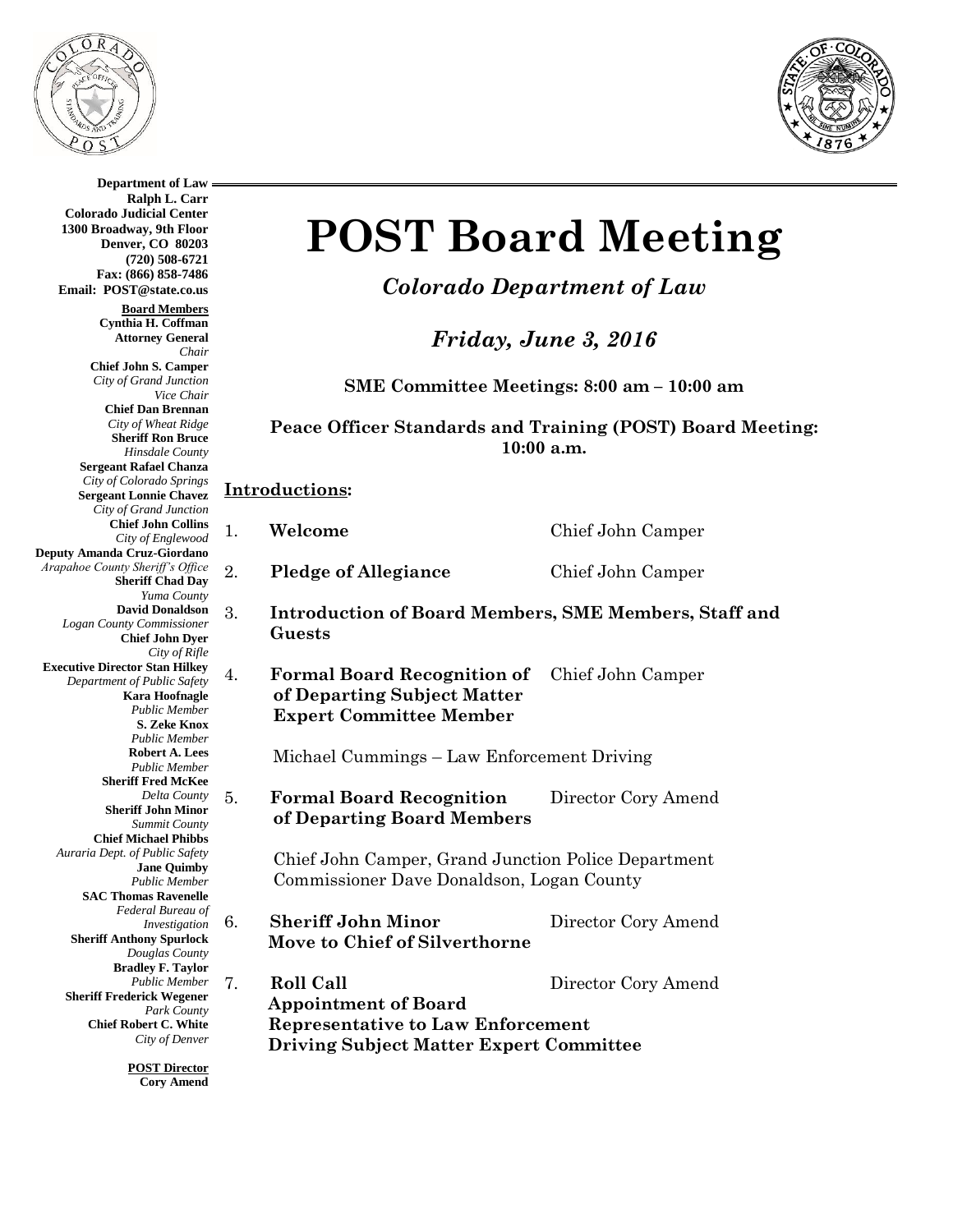**Department of Law**
**Ralph L. Carr**
**Colorado Judicial Center**
**1300 Broadway, 9th Floor**
**Denver, CO 80203**
**(720) 508-6721**
**Fax: (866) 858-7486**
**Email: POST@state.co.us**

**Board Members**
**Cynthia H. Coffman**
**Attorney General**
*Chair*
**Chief John S. Camper**
*City of Grand Junction*
*Vice Chair*
**Chief Dan Brennan**
*City of Wheat Ridge*
**Sheriff Ron Bruce**
*Hinsdale County*
**Sergeant Rafael Chanza**
*City of Colorado Springs*
**Sergeant Lonnie Chavez**
*City of Grand Junction*
**Chief John Collins**
*City of Englewood*
**Deputy Amanda Cruz-Giordano**
*Arapahoe County Sheriff's Office*
**Sheriff Chad Day**
*Yuma County*
**David Donaldson**
*Logan County Commissioner*
**Chief John Dyer**
*City of Rifle*
**Executive Director Stan Hilkey**
*Department of Public Safety*
**Kara Hoofnagle**
*Public Member*
**S. Zeke Knox**
*Public Member*
**Robert A. Lees**
*Public Member*
**Sheriff Fred McKee**
*Delta County*
**Sheriff John Minor**
*Summit County*
**Chief Michael Phibbs**
*Auraria Dept. of Public Safety*
**Jane Quimby**
*Public Member*
**SAC Thomas Ravenelle**
*Federal Bureau of Investigation*
**Sheriff Anthony Spurlock**
*Douglas County*
**Bradley F. Taylor**
*Public Member*
**Sheriff Frederick Wegener**
*Park County*
**Chief Robert C. White**
*City of Denver*

**POST Director**
**Cory Amend**

# POST Board Meeting

***Colorado Department of Law***

***Friday, June 3, 2016***

**SME Committee Meetings: 8:00 am – 10:00 am**

**Peace Officer Standards and Training (POST) Board Meeting: 10:00 a.m.**

## Introductions:

1. **Welcome** — Chief John Camper

2. **Pledge of Allegiance** — Chief John Camper

3. **Introduction of Board Members, SME Members, Staff and Guests**

4. **Formal Board Recognition of of Departing Subject Matter Expert Committee Member** — Chief John Camper

   Michael Cummings – Law Enforcement Driving

5. **Formal Board Recognition of Departing Board Members** — Director Cory Amend

   Chief John Camper, Grand Junction Police Department
   Commissioner Dave Donaldson, Logan County

6. **Sheriff John Minor Move to Chief of Silverthorne** — Director Cory Amend

7. **Roll Call** — Director Cory Amend
   **Appointment of Board Representative to Law Enforcement Driving Subject Matter Expert Committee**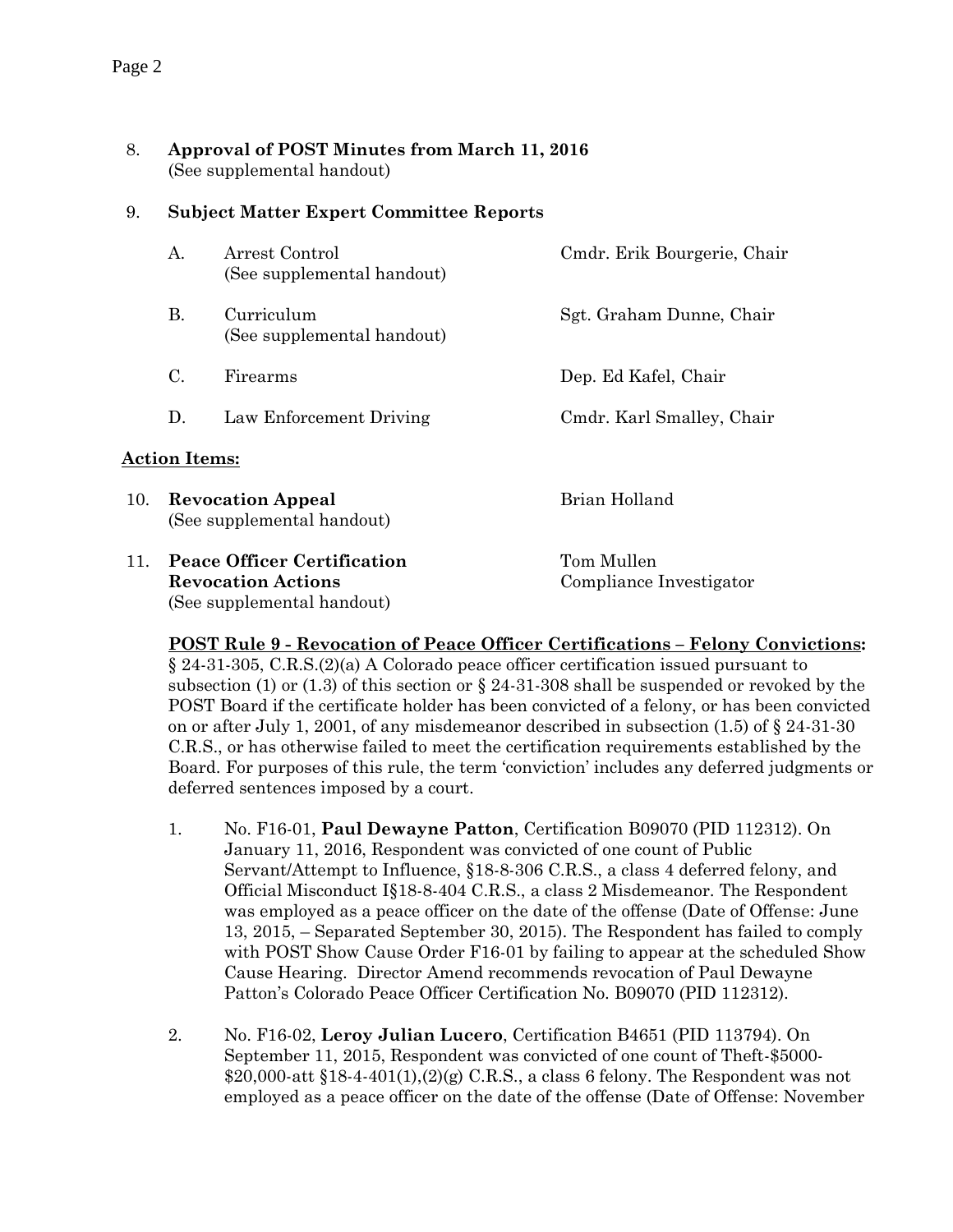8. **Approval of POST Minutes from March 11, 2016**
   (See supplemental handout)

9. **Subject Matter Expert Committee Reports**

   A. Arrest Control — Cmdr. Erik Bourgerie, Chair
   (See supplemental handout)

   B. Curriculum — Sgt. Graham Dunne, Chair
   (See supplemental handout)

   C. Firearms — Dep. Ed Kafel, Chair

   D. Law Enforcement Driving — Cmdr. Karl Smalley, Chair

**Action Items:**

10. **Revocation Appeal** — Brian Holland
    (See supplemental handout)

11. **Peace Officer Certification Revocation Actions** — Tom Mullen, Compliance Investigator
    (See supplemental handout)

**POST Rule 9 - Revocation of Peace Officer Certifications – Felony Convictions:**
§ 24-31-305, C.R.S.(2)(a) A Colorado peace officer certification issued pursuant to subsection (1) or (1.3) of this section or § 24-31-308 shall be suspended or revoked by the POST Board if the certificate holder has been convicted of a felony, or has been convicted on or after July 1, 2001, of any misdemeanor described in subsection (1.5) of § 24-31-30 C.R.S., or has otherwise failed to meet the certification requirements established by the Board. For purposes of this rule, the term 'conviction' includes any deferred judgments or deferred sentences imposed by a court.

1. No. F16-01, **Paul Dewayne Patton**, Certification B09070 (PID 112312). On January 11, 2016, Respondent was convicted of one count of Public Servant/Attempt to Influence, §18-8-306 C.R.S., a class 4 deferred felony, and Official Misconduct I§18-8-404 C.R.S., a class 2 Misdemeanor. The Respondent was employed as a peace officer on the date of the offense (Date of Offense: June 13, 2015, – Separated September 30, 2015). The Respondent has failed to comply with POST Show Cause Order F16-01 by failing to appear at the scheduled Show Cause Hearing. Director Amend recommends revocation of Paul Dewayne Patton's Colorado Peace Officer Certification No. B09070 (PID 112312).

2. No. F16-02, **Leroy Julian Lucero**, Certification B4651 (PID 113794). On September 11, 2015, Respondent was convicted of one count of Theft-$5000-$20,000-att §18-4-401(1),(2)(g) C.R.S., a class 6 felony. The Respondent was not employed as a peace officer on the date of the offense (Date of Offense: November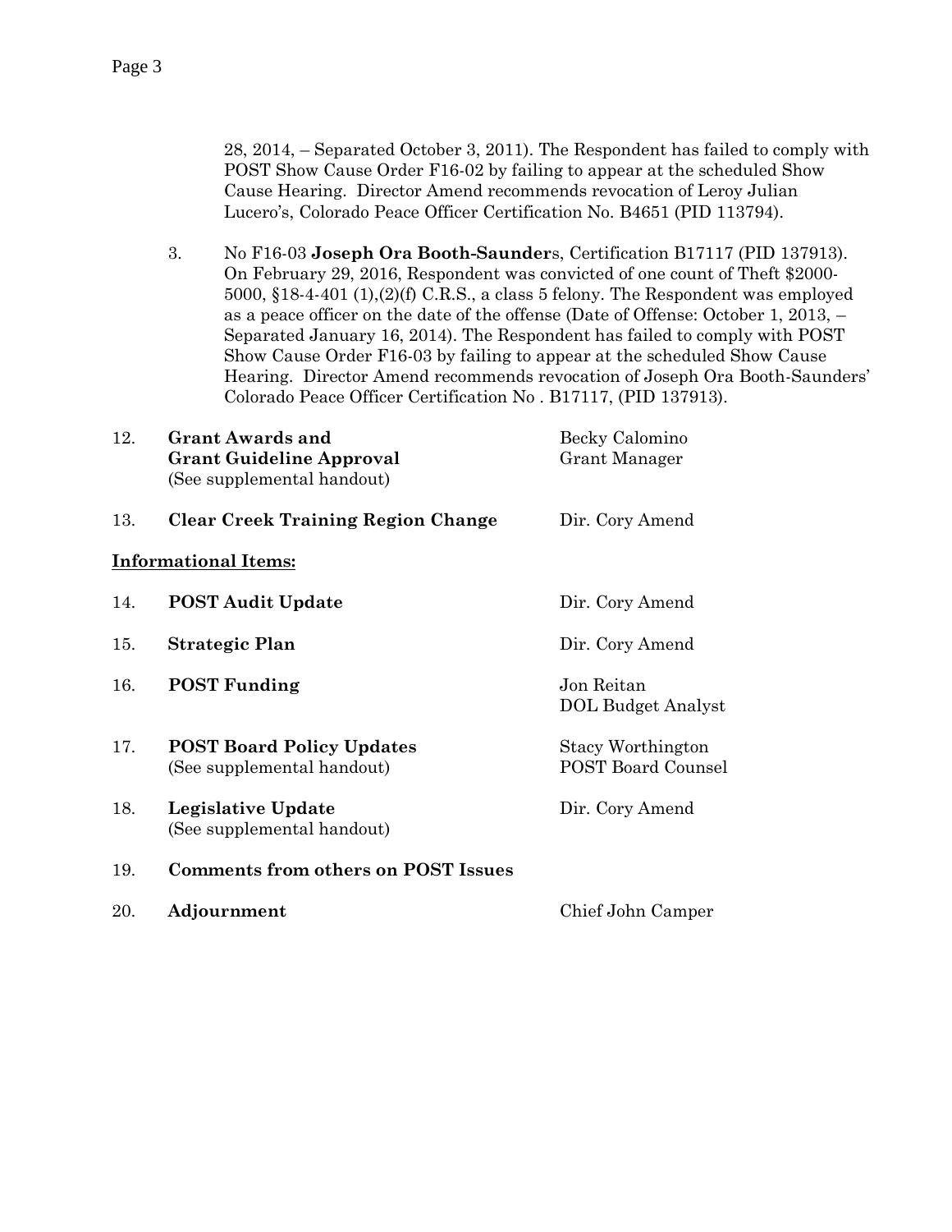28, 2014, – Separated October 3, 2011). The Respondent has failed to comply with POST Show Cause Order F16-02 by failing to appear at the scheduled Show Cause Hearing. Director Amend recommends revocation of Leroy Julian Lucero's, Colorado Peace Officer Certification No. B4651 (PID 113794).

3. No F16-03 **Joseph Ora Booth-Saunder**s, Certification B17117 (PID 137913). On February 29, 2016, Respondent was convicted of one count of Theft $2000-5000, §18-4-401 (1),(2)(f) C.R.S., a class 5 felony. The Respondent was employed as a peace officer on the date of the offense (Date of Offense: October 1, 2013, – Separated January 16, 2014). The Respondent has failed to comply with POST Show Cause Order F16-03 by failing to appear at the scheduled Show Cause Hearing. Director Amend recommends revocation of Joseph Ora Booth-Saunders' Colorado Peace Officer Certification No . B17117, (PID 137913).

12. **Grant Awards and Grant Guideline Approval** — Becky Calomino, Grant Manager
    (See supplemental handout)

13. **Clear Creek Training Region Change** — Dir. Cory Amend

**Informational Items:**

14. **POST Audit Update** — Dir. Cory Amend

15. **Strategic Plan** — Dir. Cory Amend

16. **POST Funding** — Jon Reitan, DOL Budget Analyst

17. **POST Board Policy Updates** — Stacy Worthington, POST Board Counsel
    (See supplemental handout)

18. **Legislative Update** — Dir. Cory Amend
    (See supplemental handout)

19. **Comments from others on POST Issues**

20. **Adjournment** — Chief John Camper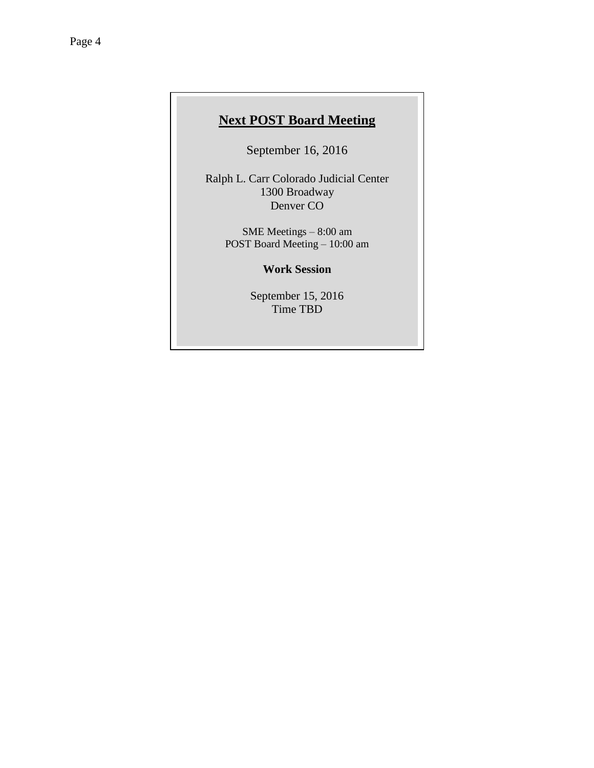## Next POST Board Meeting

September 16, 2016

Ralph L. Carr Colorado Judicial Center
1300 Broadway
Denver CO

SME Meetings – 8:00 am
POST Board Meeting – 10:00 am

**Work Session**

September 15, 2016
Time TBD